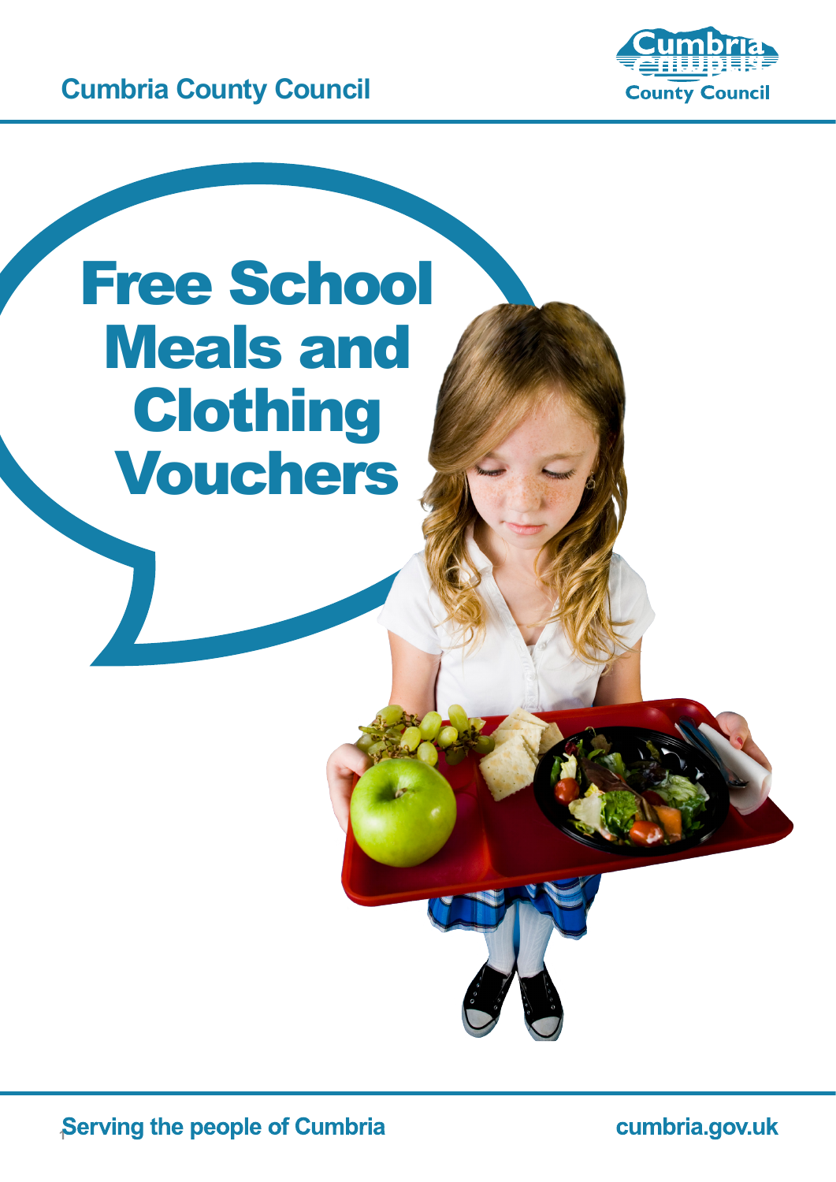Cumbria County Council

# Free School Meals and Clothing Vouchers

Serving the people of Cumbria

cumbria.gov.uk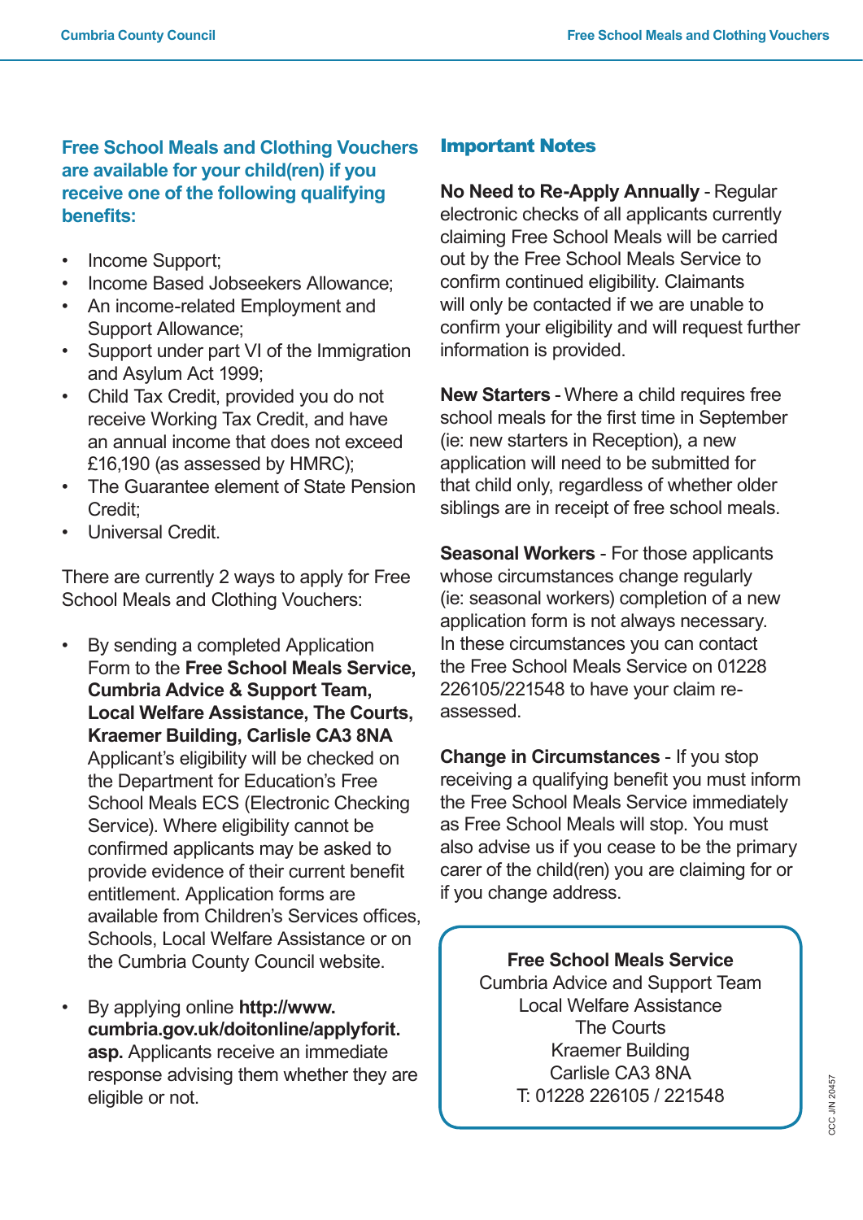## Free School Meals and Clothing Vouchers are available for your child(ren) if you receive one of the following qualifying benefits:

- Income Support;
- Income Based Jobseekers Allowance;
- An income-related Employment and Support Allowance;
- Support under part VI of the Immigration and Asylum Act 1999;
- Child Tax Credit, provided you do not receive Working Tax Credit, and have an annual income that does not exceed £16,190 (as assessed by HMRC);
- The Guarantee element of State Pension Credit;
- Universal Credit.

There are currently 2 ways to apply for Free School Meals and Clothing Vouchers:

- By sending a completed Application Form to the **Free School Meals Service, Cumbria Advice & Support Team, Local Welfare Assistance, The Courts, Kraemer Building, Carlisle CA3 8NA** Applicant's eligibility will be checked on the Department for Education's Free School Meals ECS (Electronic Checking Service). Where eligibility cannot be confirmed applicants may be asked to provide evidence of their current benefit entitlement. Application forms are available from Children's Services offices, Schools, Local Welfare Assistance or on the Cumbria County Council website.

- By applying online **http://www.cumbria.gov.uk/doitonline/applyforit.asp.** Applicants receive an immediate response advising them whether they are eligible or not.

## Important Notes

**No Need to Re-Apply Annually** - Regular electronic checks of all applicants currently claiming Free School Meals will be carried out by the Free School Meals Service to confirm continued eligibility. Claimants will only be contacted if we are unable to confirm your eligibility and will request further information is provided.

**New Starters** - Where a child requires free school meals for the first time in September (ie: new starters in Reception), a new application will need to be submitted for that child only, regardless of whether older siblings are in receipt of free school meals.

**Seasonal Workers** - For those applicants whose circumstances change regularly (ie: seasonal workers) completion of a new application form is not always necessary. In these circumstances you can contact the Free School Meals Service on 01228 226105/221548 to have your claim re-assessed.

**Change in Circumstances** - If you stop receiving a qualifying benefit you must inform the Free School Meals Service immediately as Free School Meals will stop. You must also advise us if you cease to be the primary carer of the child(ren) you are claiming for or if you change address.

**Free School Meals Service**
Cumbria Advice and Support Team
Local Welfare Assistance
The Courts
Kraemer Building
Carlisle CA3 8NA
T: 01228 226105 / 221548

CCC J/N 20457